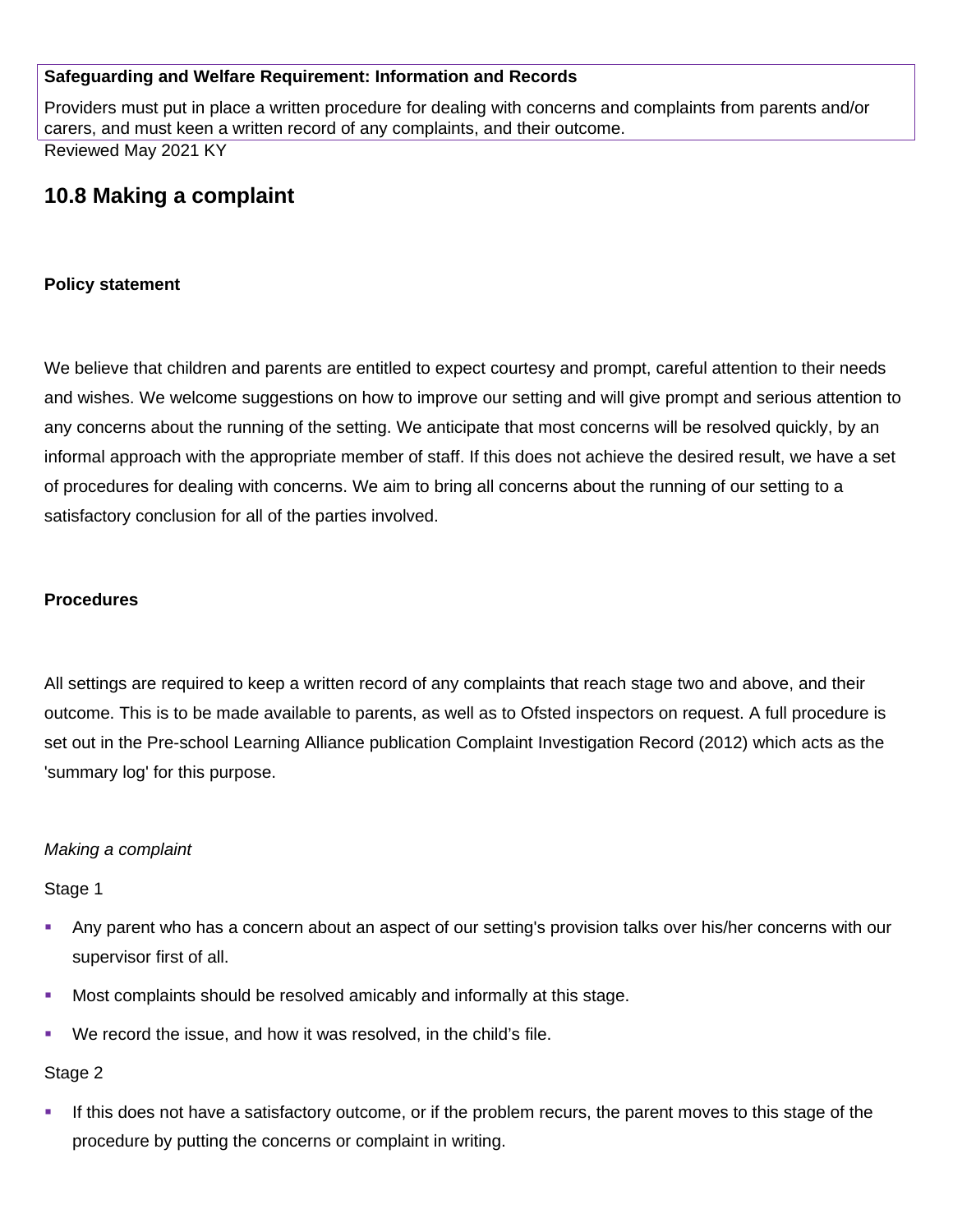**Safeguarding and Welfare Requirement: Information and Records**

Providers must put in place a written procedure for dealing with concerns and complaints from parents and/or carers, and must keen a written record of any complaints, and their outcome.

Reviewed May 2021 KY

## 10.8 Making a complaint

**Policy statement**

We believe that children and parents are entitled to expect courtesy and prompt, careful attention to their needs and wishes. We welcome suggestions on how to improve our setting and will give prompt and serious attention to any concerns about the running of the setting. We anticipate that most concerns will be resolved quickly, by an informal approach with the appropriate member of staff. If this does not achieve the desired result, we have a set of procedures for dealing with concerns. We aim to bring all concerns about the running of our setting to a satisfactory conclusion for all of the parties involved.

**Procedures**

All settings are required to keep a written record of any complaints that reach stage two and above, and their outcome. This is to be made available to parents, as well as to Ofsted inspectors on request. A full procedure is set out in the Pre-school Learning Alliance publication Complaint Investigation Record (2012) which acts as the 'summary log' for this purpose.

*Making a complaint*

Stage 1

- Any parent who has a concern about an aspect of our setting's provision talks over his/her concerns with our supervisor first of all.
- Most complaints should be resolved amicably and informally at this stage.
- We record the issue, and how it was resolved, in the child's file.

Stage 2

- If this does not have a satisfactory outcome, or if the problem recurs, the parent moves to this stage of the procedure by putting the concerns or complaint in writing.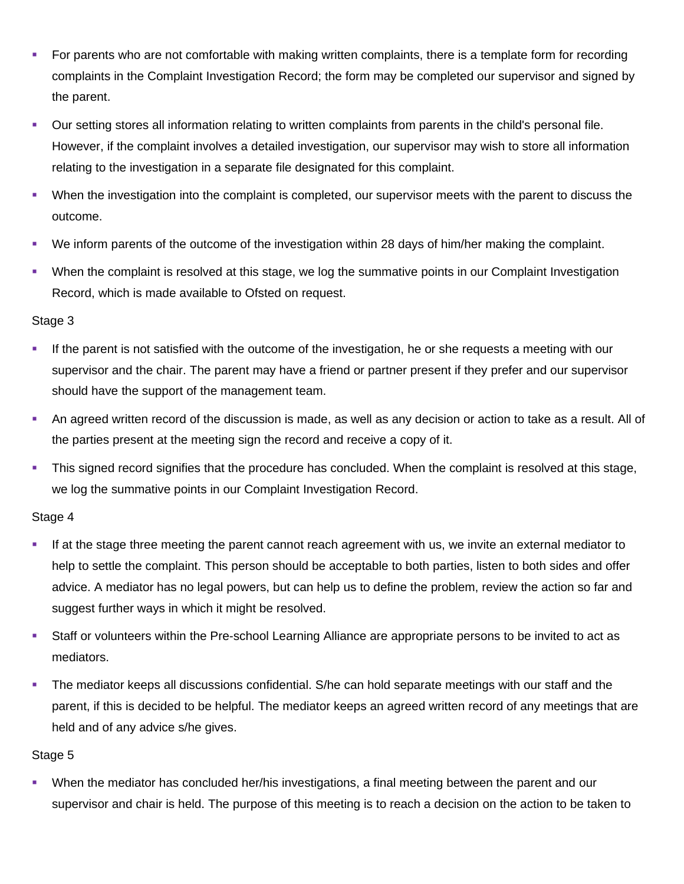- For parents who are not comfortable with making written complaints, there is a template form for recording complaints in the Complaint Investigation Record; the form may be completed our supervisor and signed by the parent.
- Our setting stores all information relating to written complaints from parents in the child's personal file. However, if the complaint involves a detailed investigation, our supervisor may wish to store all information relating to the investigation in a separate file designated for this complaint.
- When the investigation into the complaint is completed, our supervisor meets with the parent to discuss the outcome.
- We inform parents of the outcome of the investigation within 28 days of him/her making the complaint.
- When the complaint is resolved at this stage, we log the summative points in our Complaint Investigation Record, which is made available to Ofsted on request.

Stage 3

- If the parent is not satisfied with the outcome of the investigation, he or she requests a meeting with our supervisor and the chair. The parent may have a friend or partner present if they prefer and our supervisor should have the support of the management team.
- An agreed written record of the discussion is made, as well as any decision or action to take as a result. All of the parties present at the meeting sign the record and receive a copy of it.
- This signed record signifies that the procedure has concluded. When the complaint is resolved at this stage, we log the summative points in our Complaint Investigation Record.

Stage 4

- If at the stage three meeting the parent cannot reach agreement with us, we invite an external mediator to help to settle the complaint. This person should be acceptable to both parties, listen to both sides and offer advice. A mediator has no legal powers, but can help us to define the problem, review the action so far and suggest further ways in which it might be resolved.
- Staff or volunteers within the Pre-school Learning Alliance are appropriate persons to be invited to act as mediators.
- The mediator keeps all discussions confidential. S/he can hold separate meetings with our staff and the parent, if this is decided to be helpful. The mediator keeps an agreed written record of any meetings that are held and of any advice s/he gives.

Stage 5

- When the mediator has concluded her/his investigations, a final meeting between the parent and our supervisor and chair is held. The purpose of this meeting is to reach a decision on the action to be taken to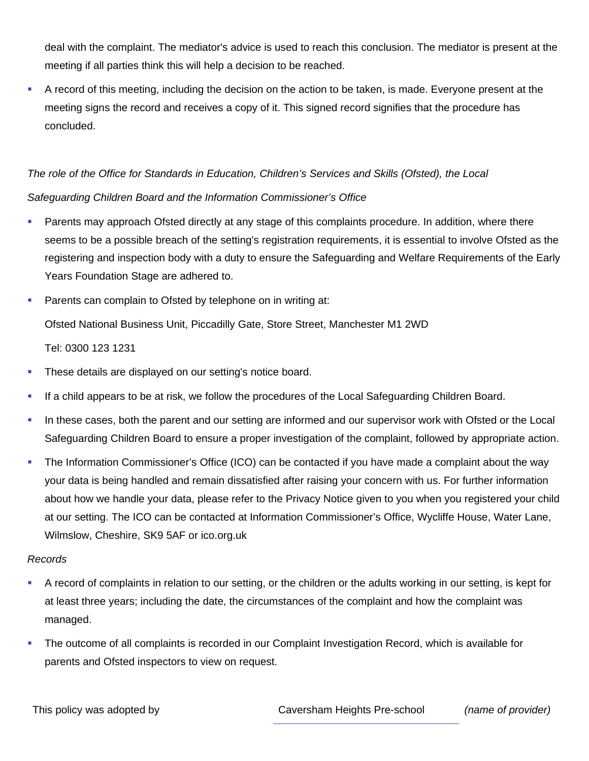deal with the complaint. The mediator's advice is used to reach this conclusion. The mediator is present at the meeting if all parties think this will help a decision to be reached.

- A record of this meeting, including the decision on the action to be taken, is made. Everyone present at the meeting signs the record and receives a copy of it. This signed record signifies that the procedure has concluded.

*The role of the Office for Standards in Education, Children's Services and Skills (Ofsted), the Local Safeguarding Children Board and the Information Commissioner's Office*

- Parents may approach Ofsted directly at any stage of this complaints procedure. In addition, where there seems to be a possible breach of the setting's registration requirements, it is essential to involve Ofsted as the registering and inspection body with a duty to ensure the Safeguarding and Welfare Requirements of the Early Years Foundation Stage are adhered to.
- Parents can complain to Ofsted by telephone on in writing at:

  Ofsted National Business Unit, Piccadilly Gate, Store Street, Manchester M1 2WD

  Tel: 0300 123 1231
- These details are displayed on our setting's notice board.
- If a child appears to be at risk, we follow the procedures of the Local Safeguarding Children Board.
- In these cases, both the parent and our setting are informed and our supervisor work with Ofsted or the Local Safeguarding Children Board to ensure a proper investigation of the complaint, followed by appropriate action.
- The Information Commissioner's Office (ICO) can be contacted if you have made a complaint about the way your data is being handled and remain dissatisfied after raising your concern with us. For further information about how we handle your data, please refer to the Privacy Notice given to you when you registered your child at our setting. The ICO can be contacted at Information Commissioner's Office, Wycliffe House, Water Lane, Wilmslow, Cheshire, SK9 5AF or ico.org.uk

*Records*

- A record of complaints in relation to our setting, or the children or the adults working in our setting, is kept for at least three years; including the date, the circumstances of the complaint and how the complaint was managed.
- The outcome of all complaints is recorded in our Complaint Investigation Record, which is available for parents and Ofsted inspectors to view on request.

This policy was adopted by Caversham Heights Pre-school *(name of provider)*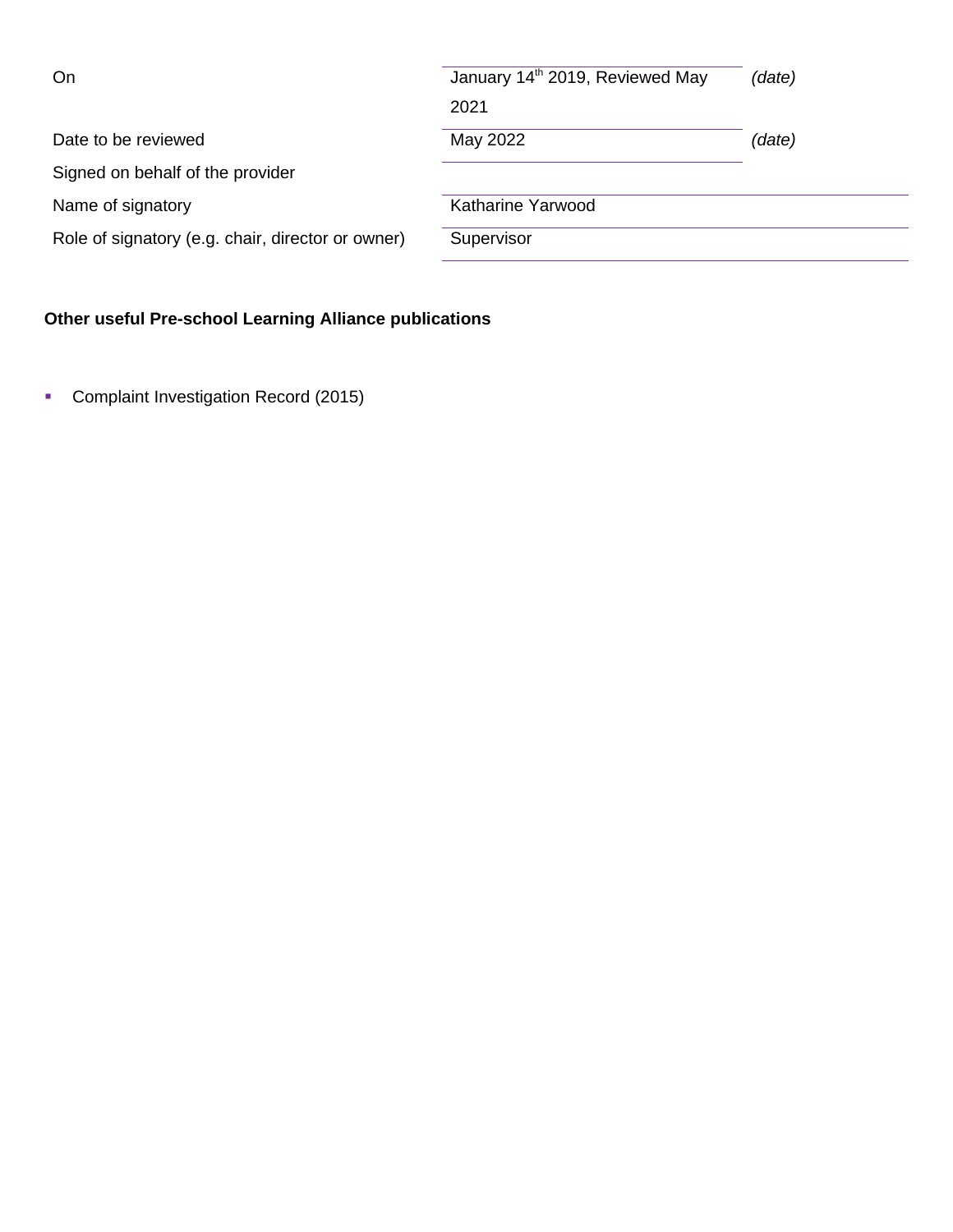| | | |
|---|---|---|
| On | January 14th 2019, Reviewed May 2021 | *(date)* |
| Date to be reviewed | May 2022 | *(date)* |
| Signed on behalf of the provider | | |
| Name of signatory | Katharine Yarwood | |
| Role of signatory (e.g. chair, director or owner) | Supervisor | |

**Other useful Pre-school Learning Alliance publications**

- Complaint Investigation Record (2015)